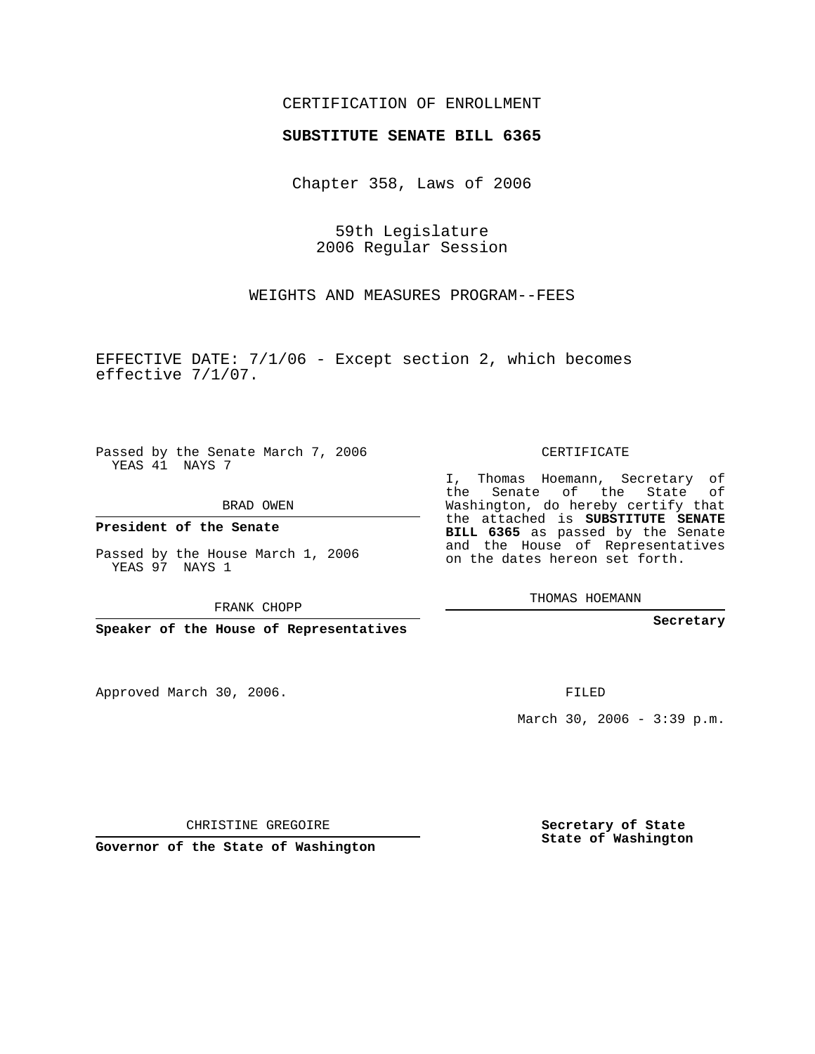CERTIFICATION OF ENROLLMENT

**SUBSTITUTE SENATE BILL 6365**

Chapter 358, Laws of 2006

59th Legislature
2006 Regular Session

WEIGHTS AND MEASURES PROGRAM--FEES

EFFECTIVE DATE: 7/1/06 - Except section 2, which becomes effective 7/1/07.

Passed by the Senate March 7, 2006
YEAS 41 NAYS 7

BRAD OWEN

**President of the Senate**

Passed by the House March 1, 2006
YEAS 97 NAYS 1

FRANK CHOPP

**Speaker of the House of Representatives**

CERTIFICATE

I, Thomas Hoemann, Secretary of the Senate of the State of Washington, do hereby certify that the attached is **SUBSTITUTE SENATE BILL 6365** as passed by the Senate and the House of Representatives on the dates hereon set forth.

THOMAS HOEMANN

**Secretary**

Approved March 30, 2006.

FILED

March 30, 2006 - 3:39 p.m.

CHRISTINE GREGOIRE

**Governor of the State of Washington**

**Secretary of State**
**State of Washington**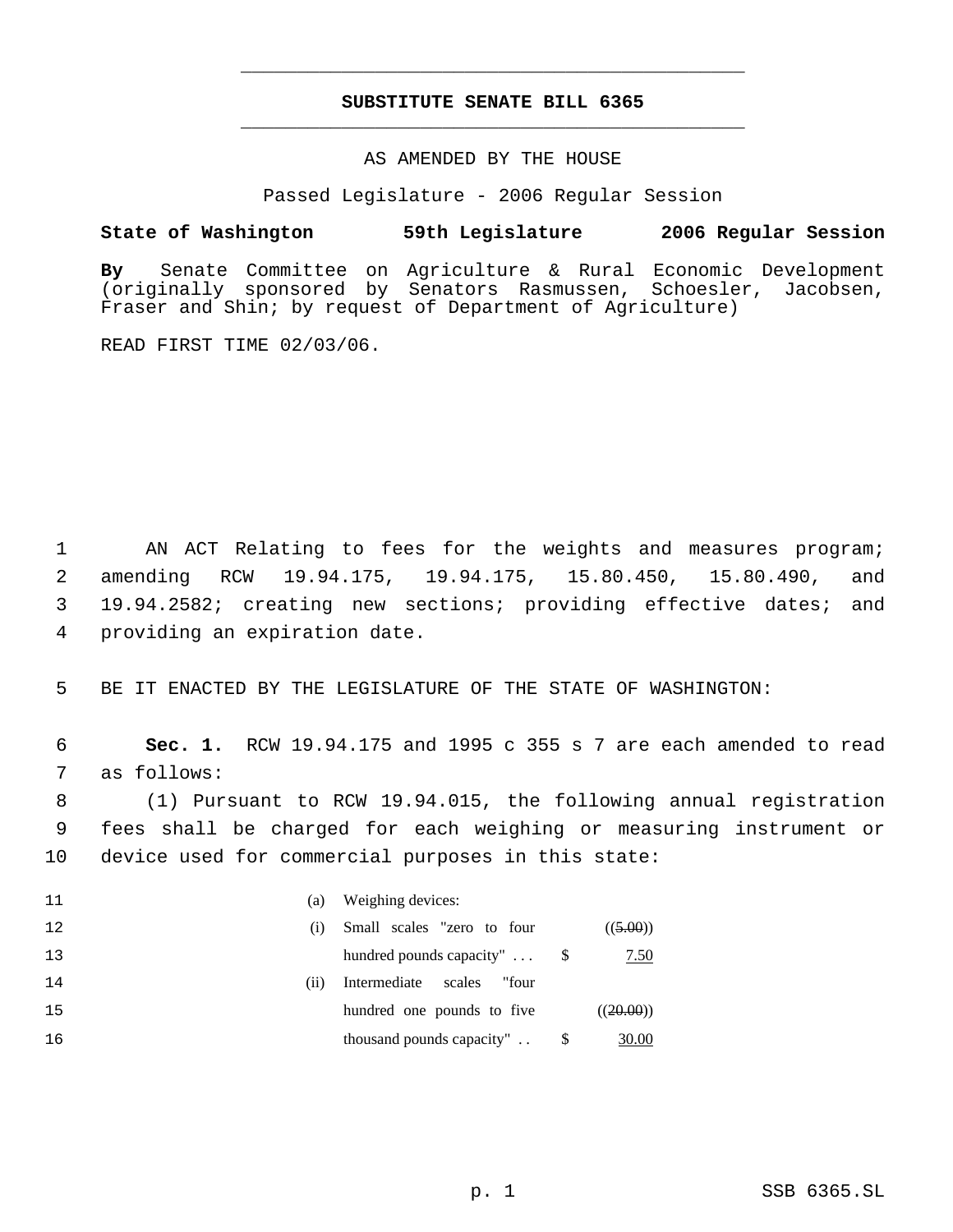# SUBSTITUTE SENATE BILL 6365

AS AMENDED BY THE HOUSE

Passed Legislature - 2006 Regular Session

**State of Washington 59th Legislature 2006 Regular Session**

**By** Senate Committee on Agriculture & Rural Economic Development (originally sponsored by Senators Rasmussen, Schoesler, Jacobsen, Fraser and Shin; by request of Department of Agriculture)

READ FIRST TIME 02/03/06.

1 AN ACT Relating to fees for the weights and measures program; 2 amending RCW 19.94.175, 19.94.175, 15.80.450, 15.80.490, and 3 19.94.2582; creating new sections; providing effective dates; and 4 providing an expiration date.

5 BE IT ENACTED BY THE LEGISLATURE OF THE STATE OF WASHINGTON:

6 **Sec. 1.** RCW 19.94.175 and 1995 c 355 s 7 are each amended to read 7 as follows:

8 (1) Pursuant to RCW 19.94.015, the following annual registration 9 fees shall be charged for each weighing or measuring instrument or 10 device used for commercial purposes in this state:

| Line | | | | |
|---|---|---|---|---|
| 11 | (a) | Weighing devices: | | |
| 12 | (i) | Small scales "zero to four | | ((~~5.00~~)) |
| 13 | | hundred pounds capacity" . . . | $ | 7.50 |
| 14 | (ii) | Intermediate scales "four | | |
| 15 | | hundred one pounds to five | | ((~~20.00~~)) |
| 16 | | thousand pounds capacity" . . | $ | 30.00 |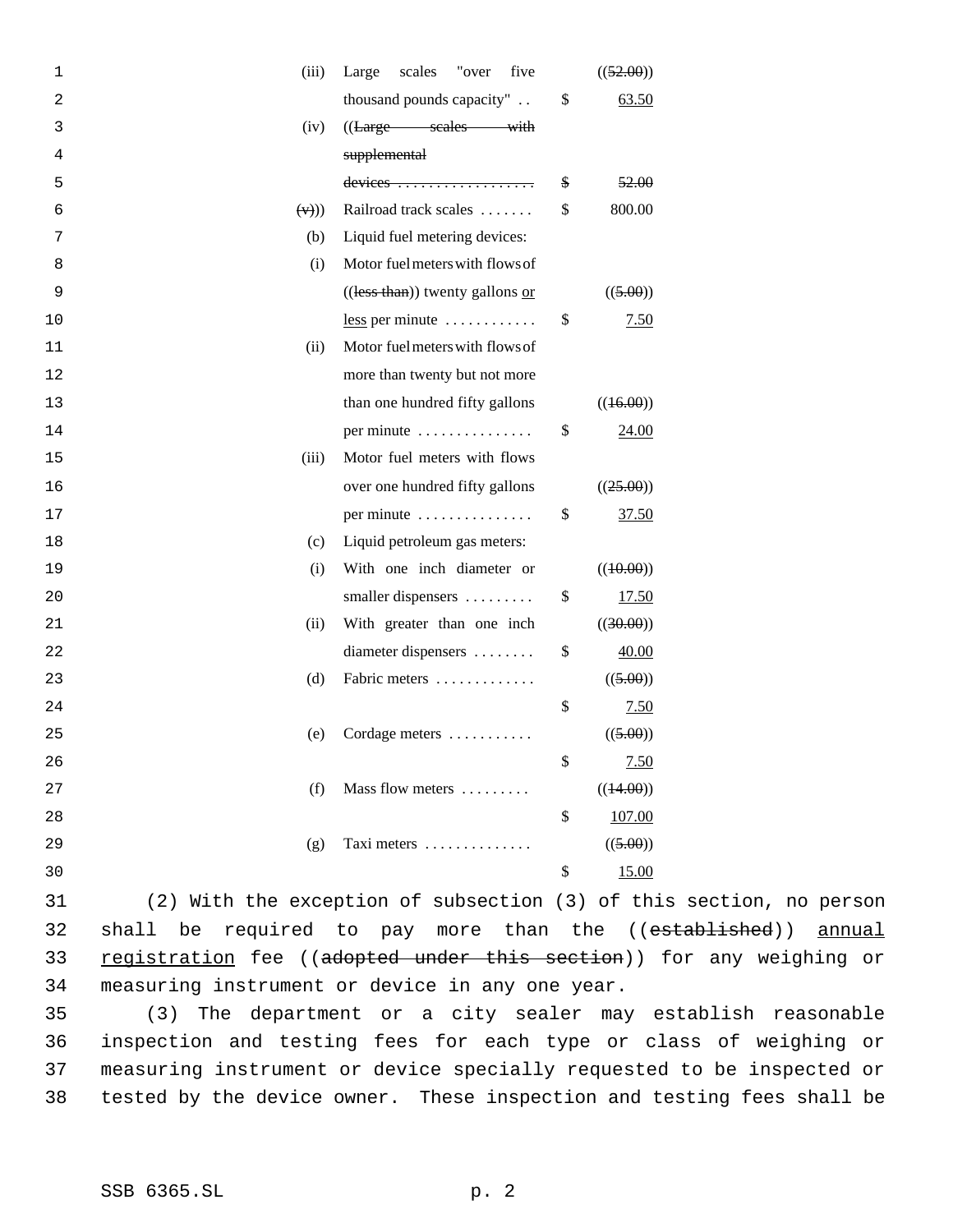| | | | |
|---|---|---|---|
| (iii) | Large scales "over five thousand pounds capacity" . . | $ | ((~~52.00~~)) <u>63.50</u> |
| (iv) | ((~~Large scales with supplemental devices~~ . . . . . . . . . . . . . . . . . . | ~~$~~ | ~~52.00~~ |
| ~~(v)~~)) | Railroad track scales . . . . . . . | $ | 800.00 |
| (b) | Liquid fuel metering devices: | | |
| (i) | Motor fuel meters with flows of ((~~less than~~)) twenty gallons <u>or less</u> per minute . . . . . . . . . . . | $ | ((~~5.00~~)) <u>7.50</u> |
| (ii) | Motor fuel meters with flows of more than twenty but not more than one hundred fifty gallons per minute . . . . . . . . . . . . . . | $ | ((~~16.00~~)) <u>24.00</u> |
| (iii) | Motor fuel meters with flows over one hundred fifty gallons per minute . . . . . . . . . . . . . . | $ | ((~~25.00~~)) <u>37.50</u> |
| (c) | Liquid petroleum gas meters: | | |
| (i) | With one inch diameter or smaller dispensers . . . . . . . . . | $ | ((~~10.00~~)) <u>17.50</u> |
| (ii) | With greater than one inch diameter dispensers . . . . . . . . | $ | ((~~30.00~~)) <u>40.00</u> |
| (d) | Fabric meters . . . . . . . . . . . . | $ | ((~~5.00~~)) <u>7.50</u> |
| (e) | Cordage meters . . . . . . . . . . . | $ | ((~~5.00~~)) <u>7.50</u> |
| (f) | Mass flow meters . . . . . . . . . | $ | ((~~14.00~~)) <u>107.00</u> |
| (g) | Taxi meters . . . . . . . . . . . . . | $ | ((~~5.00~~)) <u>15.00</u> |

(2) With the exception of subsection (3) of this section, no person shall be required to pay more than the ((~~established~~)) <u>annual registration</u> fee ((~~adopted under this section~~)) for any weighing or measuring instrument or device in any one year.

(3) The department or a city sealer may establish reasonable inspection and testing fees for each type or class of weighing or measuring instrument or device specially requested to be inspected or tested by the device owner. These inspection and testing fees shall be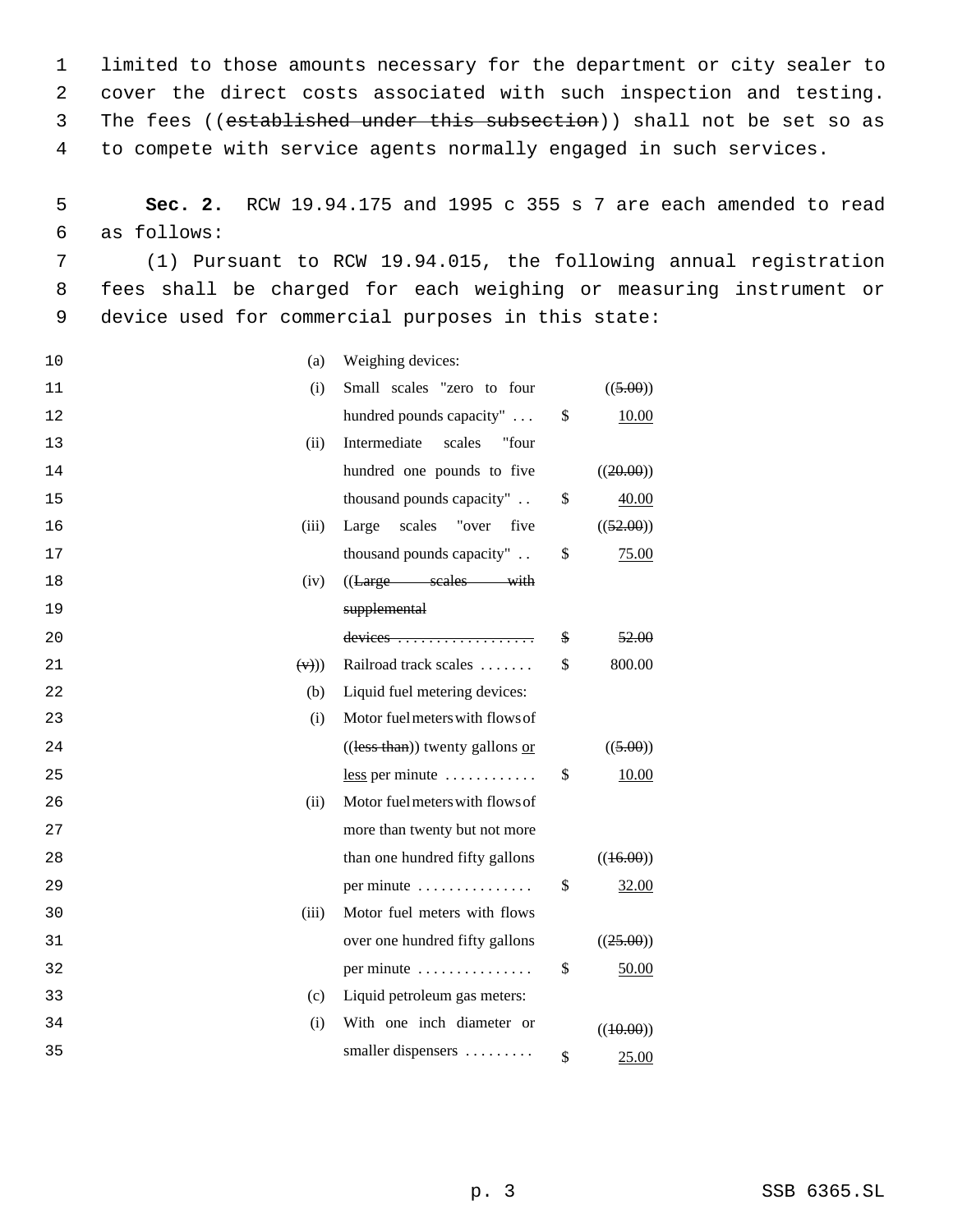limited to those amounts necessary for the department or city sealer to cover the direct costs associated with such inspection and testing. The fees ((~~established under this subsection~~)) shall not be set so as to compete with service agents normally engaged in such services.

**Sec. 2.** RCW 19.94.175 and 1995 c 355 s 7 are each amended to read as follows:

(1) Pursuant to RCW 19.94.015, the following annual registration fees shall be charged for each weighing or measuring instrument or device used for commercial purposes in this state:

| | | | |
|---|---|---|---|
| (a) | Weighing devices: | | |
| (i) | Small scales "zero to four hundred pounds capacity" . . . | $ | ((~~5.00~~)) <u>10.00</u> |
| (ii) | Intermediate scales "four hundred one pounds to five thousand pounds capacity" . . | $ | ((~~20.00~~)) <u>40.00</u> |
| (iii) | Large scales "over five thousand pounds capacity" . . | $ | ((~~52.00~~)) <u>75.00</u> |
| (iv) | ((~~Large scales with supplemental devices . . . . . . . . . . . . . . . . . .~~) | ~~$~~ | ~~52.00~~ |
| ~~(v)~~)) | Railroad track scales . . . . . . . | $ | 800.00 |
| (b) | Liquid fuel metering devices: | | |
| (i) | Motor fuel meters with flows of ((~~less than~~)) twenty gallons <u>or less</u> per minute . . . . . . . . . . . | $ | ((~~5.00~~)) <u>10.00</u> |
| (ii) | Motor fuel meters with flows of more than twenty but not more than one hundred fifty gallons per minute . . . . . . . . . . . . . . | $ | ((~~16.00~~)) <u>32.00</u> |
| (iii) | Motor fuel meters with flows over one hundred fifty gallons per minute . . . . . . . . . . . . . . | $ | ((~~25.00~~)) <u>50.00</u> |
| (c) | Liquid petroleum gas meters: | | |
| (i) | With one inch diameter or smaller dispensers . . . . . . . . . | $ | ((~~10.00~~)) <u>25.00</u> |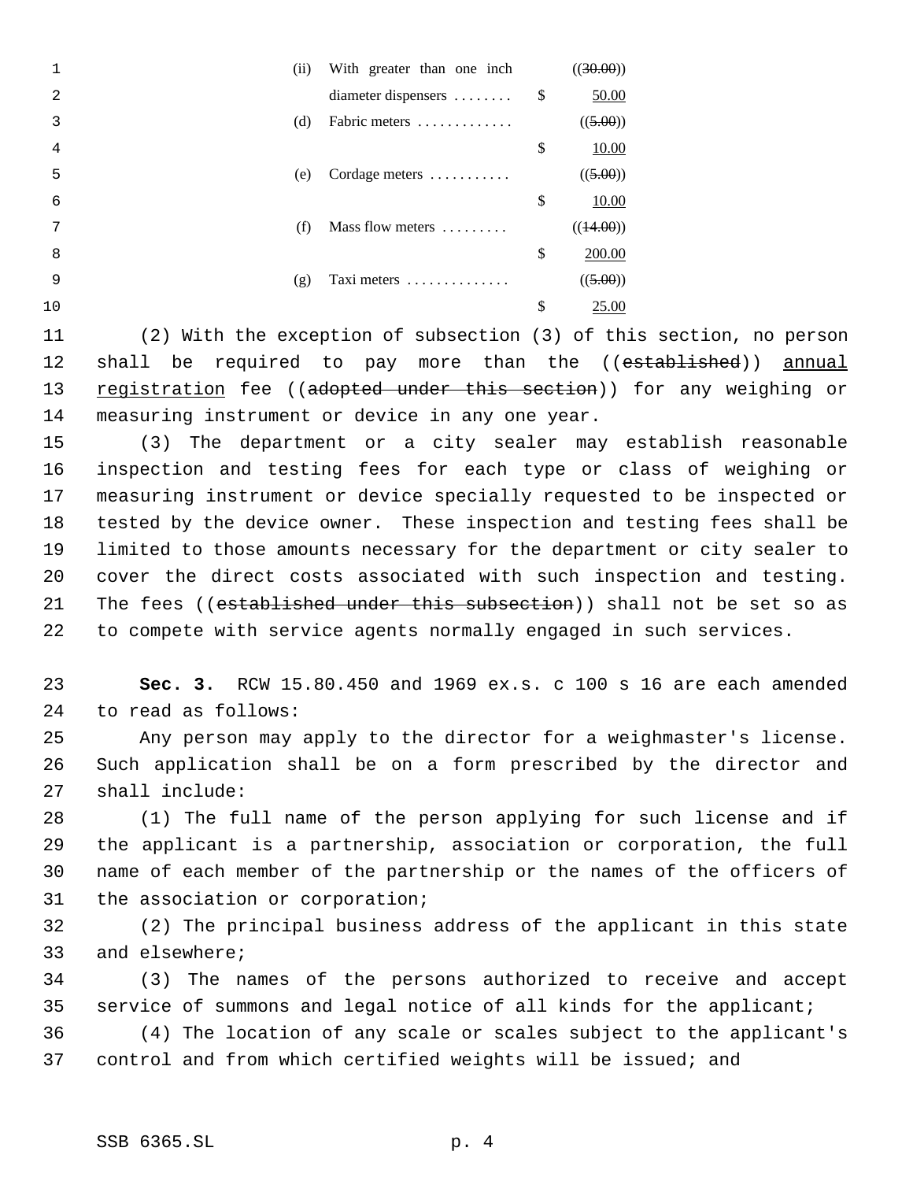| | | |
|---|---|---|
| (ii) | With greater than one inch diameter dispensers . . . . . . . . | ((~~30.00~~)) $ 50.00 |
| (d) | Fabric meters . . . . . . . . . . . . . | ((~~5.00~~)) $ 10.00 |
| (e) | Cordage meters . . . . . . . . . . . | ((~~5.00~~)) $ 10.00 |
| (f) | Mass flow meters . . . . . . . . . | ((~~14.00~~)) $ 200.00 |
| (g) | Taxi meters . . . . . . . . . . . . . . | ((~~5.00~~)) $ 25.00 |

(2) With the exception of subsection (3) of this section, no person shall be required to pay more than the ((~~established~~)) <u>annual registration</u> fee ((~~adopted under this section~~)) for any weighing or measuring instrument or device in any one year.

(3) The department or a city sealer may establish reasonable inspection and testing fees for each type or class of weighing or measuring instrument or device specially requested to be inspected or tested by the device owner. These inspection and testing fees shall be limited to those amounts necessary for the department or city sealer to cover the direct costs associated with such inspection and testing. The fees ((~~established under this subsection~~)) shall not be set so as to compete with service agents normally engaged in such services.

**Sec. 3.** RCW 15.80.450 and 1969 ex.s. c 100 s 16 are each amended to read as follows:

Any person may apply to the director for a weighmaster's license. Such application shall be on a form prescribed by the director and shall include:

(1) The full name of the person applying for such license and if the applicant is a partnership, association or corporation, the full name of each member of the partnership or the names of the officers of the association or corporation;

(2) The principal business address of the applicant in this state and elsewhere;

(3) The names of the persons authorized to receive and accept service of summons and legal notice of all kinds for the applicant;

(4) The location of any scale or scales subject to the applicant's control and from which certified weights will be issued; and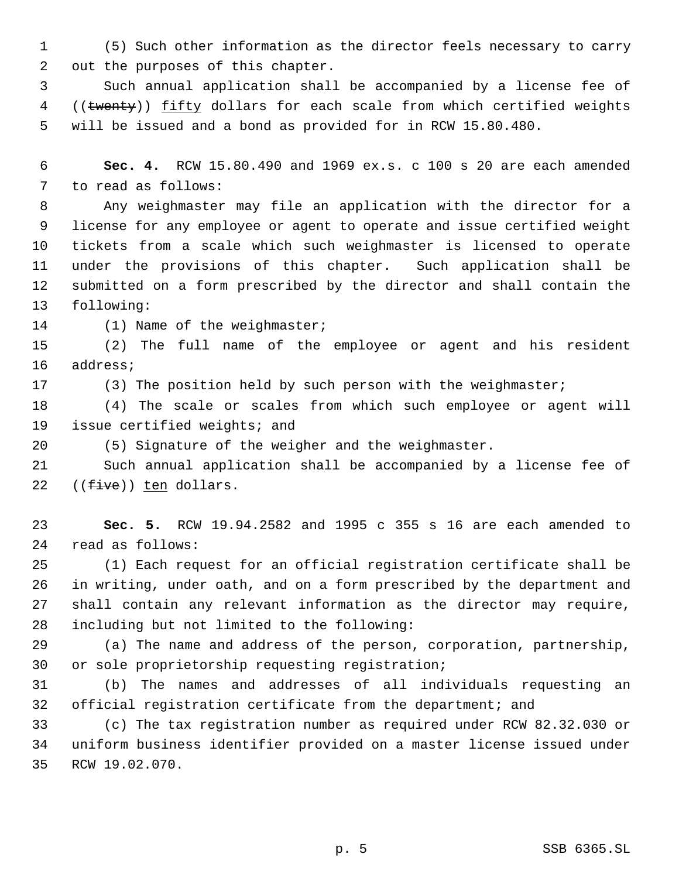(5) Such other information as the director feels necessary to carry out the purposes of this chapter.

Such annual application shall be accompanied by a license fee of ((~~twenty~~)) <u>fifty</u> dollars for each scale from which certified weights will be issued and a bond as provided for in RCW 15.80.480.

**Sec. 4.** RCW 15.80.490 and 1969 ex.s. c 100 s 20 are each amended to read as follows:

Any weighmaster may file an application with the director for a license for any employee or agent to operate and issue certified weight tickets from a scale which such weighmaster is licensed to operate under the provisions of this chapter. Such application shall be submitted on a form prescribed by the director and shall contain the following:

(1) Name of the weighmaster;

(2) The full name of the employee or agent and his resident address;

(3) The position held by such person with the weighmaster;

(4) The scale or scales from which such employee or agent will issue certified weights; and

(5) Signature of the weigher and the weighmaster.

Such annual application shall be accompanied by a license fee of ((~~five~~)) <u>ten</u> dollars.

**Sec. 5.** RCW 19.94.2582 and 1995 c 355 s 16 are each amended to read as follows:

(1) Each request for an official registration certificate shall be in writing, under oath, and on a form prescribed by the department and shall contain any relevant information as the director may require, including but not limited to the following:

(a) The name and address of the person, corporation, partnership, or sole proprietorship requesting registration;

(b) The names and addresses of all individuals requesting an official registration certificate from the department; and

(c) The tax registration number as required under RCW 82.32.030 or uniform business identifier provided on a master license issued under RCW 19.02.070.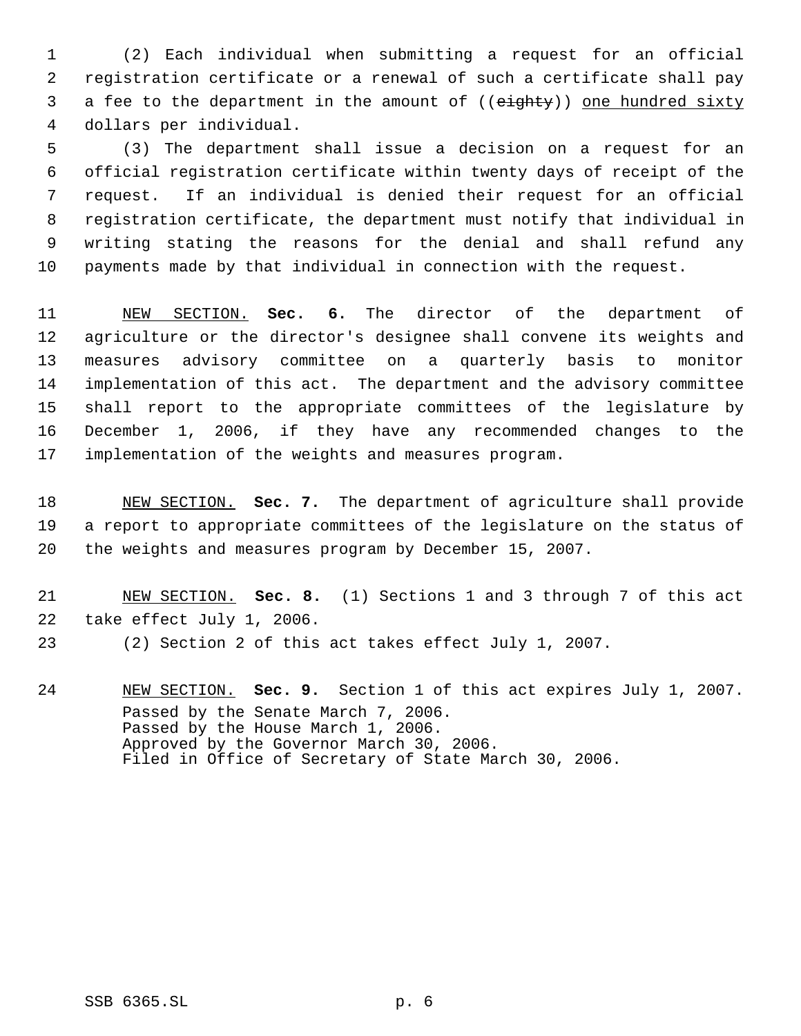(2) Each individual when submitting a request for an official registration certificate or a renewal of such a certificate shall pay a fee to the department in the amount of ((~~eighty~~)) <u>one hundred sixty</u> dollars per individual.

(3) The department shall issue a decision on a request for an official registration certificate within twenty days of receipt of the request. If an individual is denied their request for an official registration certificate, the department must notify that individual in writing stating the reasons for the denial and shall refund any payments made by that individual in connection with the request.

<u>NEW SECTION.</u> **Sec. 6.** The director of the department of agriculture or the director's designee shall convene its weights and measures advisory committee on a quarterly basis to monitor implementation of this act. The department and the advisory committee shall report to the appropriate committees of the legislature by December 1, 2006, if they have any recommended changes to the implementation of the weights and measures program.

<u>NEW SECTION.</u> **Sec. 7.** The department of agriculture shall provide a report to appropriate committees of the legislature on the status of the weights and measures program by December 15, 2007.

<u>NEW SECTION.</u> **Sec. 8.** (1) Sections 1 and 3 through 7 of this act take effect July 1, 2006.

(2) Section 2 of this act takes effect July 1, 2007.

<u>NEW SECTION.</u> **Sec. 9.** Section 1 of this act expires July 1, 2007.

Passed by the Senate March 7, 2006.
Passed by the House March 1, 2006.
Approved by the Governor March 30, 2006.
Filed in Office of Secretary of State March 30, 2006.